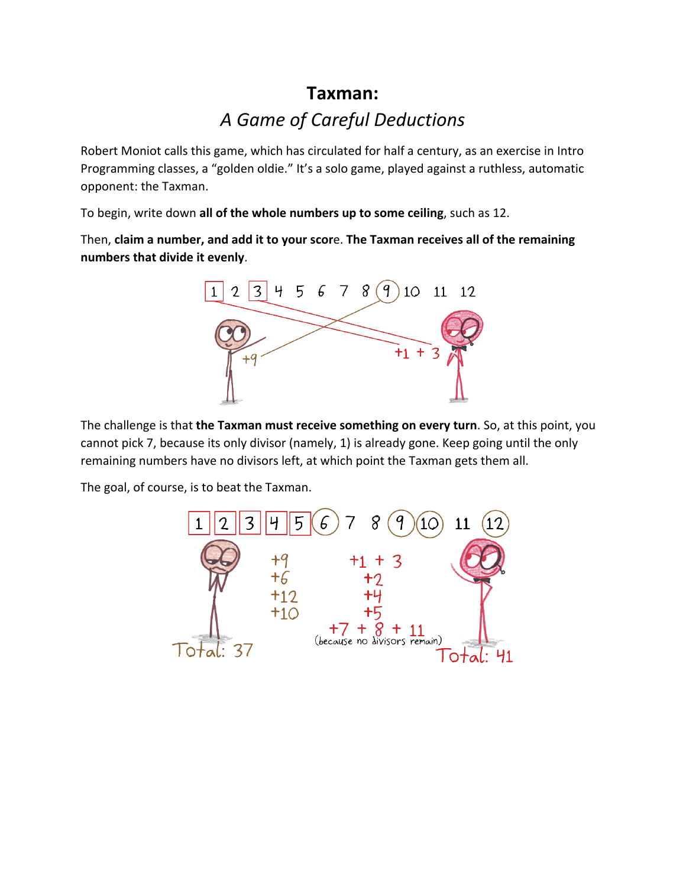# Taxman:

## *A Game of Careful Deductions*

Robert Moniot calls this game, which has circulated for half a century, as an exercise in Intro Programming classes, a "golden oldie." It's a solo game, played against a ruthless, automatic opponent: the Taxman.

To begin, write down **all of the whole numbers up to some ceiling**, such as 12.

Then, **claim a number, and add it to your score**. **The Taxman receives all of the remaining numbers that divide it evenly**.

The challenge is that **the Taxman must receive something on every turn**. So, at this point, you cannot pick 7, because its only divisor (namely, 1) is already gone. Keep going until the only remaining numbers have no divisors left, at which point the Taxman gets them all.

The goal, of course, is to beat the Taxman.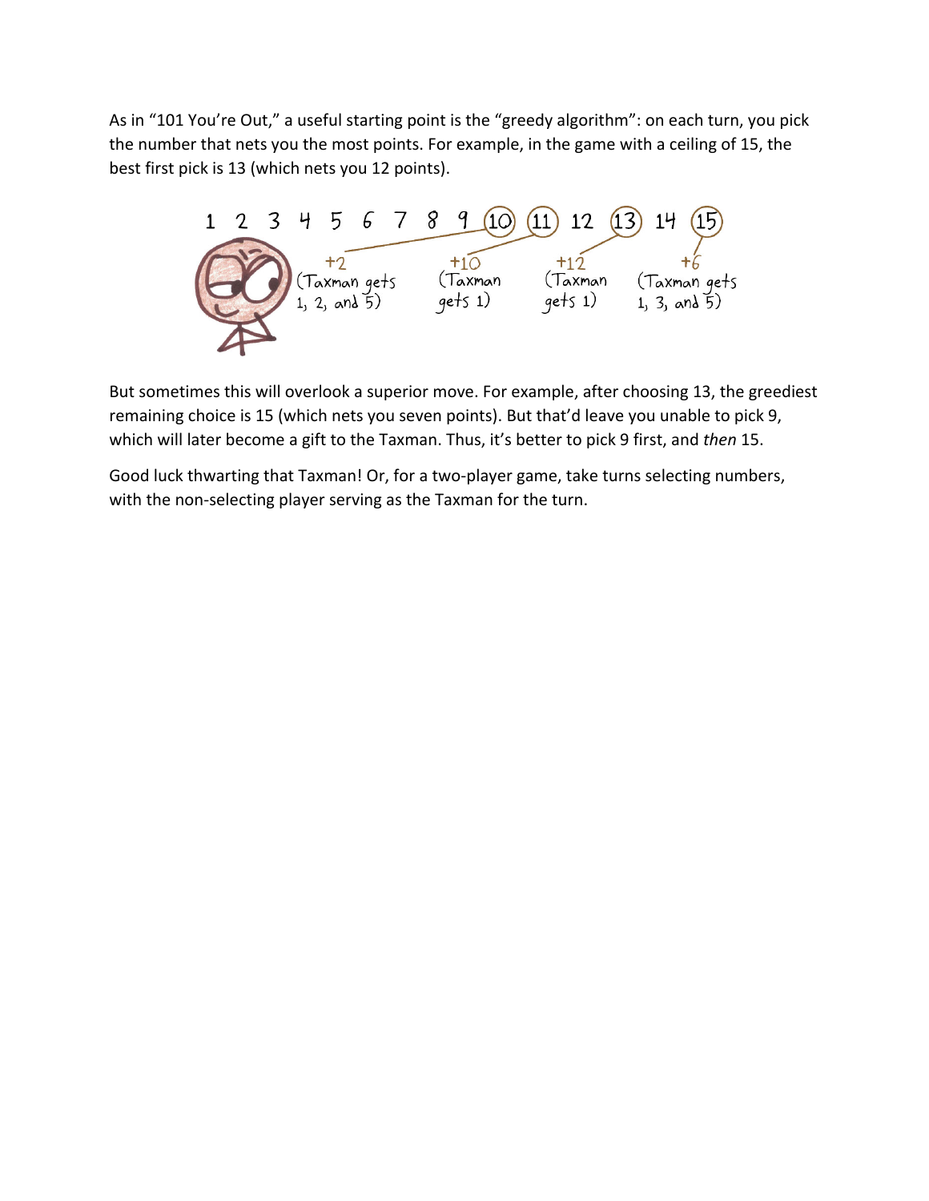As in "101 You're Out," a useful starting point is the "greedy algorithm": on each turn, you pick the number that nets you the most points. For example, in the game with a ceiling of 15, the best first pick is 13 (which nets you 12 points).

1 2 3 4 5 6 7 8 9 (10) (11) 12 (13) 14 (15)

+2 (Taxman gets 1, 2, and 5)

+10 (Taxman gets 1)

+12 (Taxman gets 1)

+6 (Taxman gets 1, 3, and 5)

But sometimes this will overlook a superior move. For example, after choosing 13, the greediest remaining choice is 15 (which nets you seven points). But that'd leave you unable to pick 9, which will later become a gift to the Taxman. Thus, it's better to pick 9 first, and *then* 15.

Good luck thwarting that Taxman! Or, for a two-player game, take turns selecting numbers, with the non-selecting player serving as the Taxman for the turn.